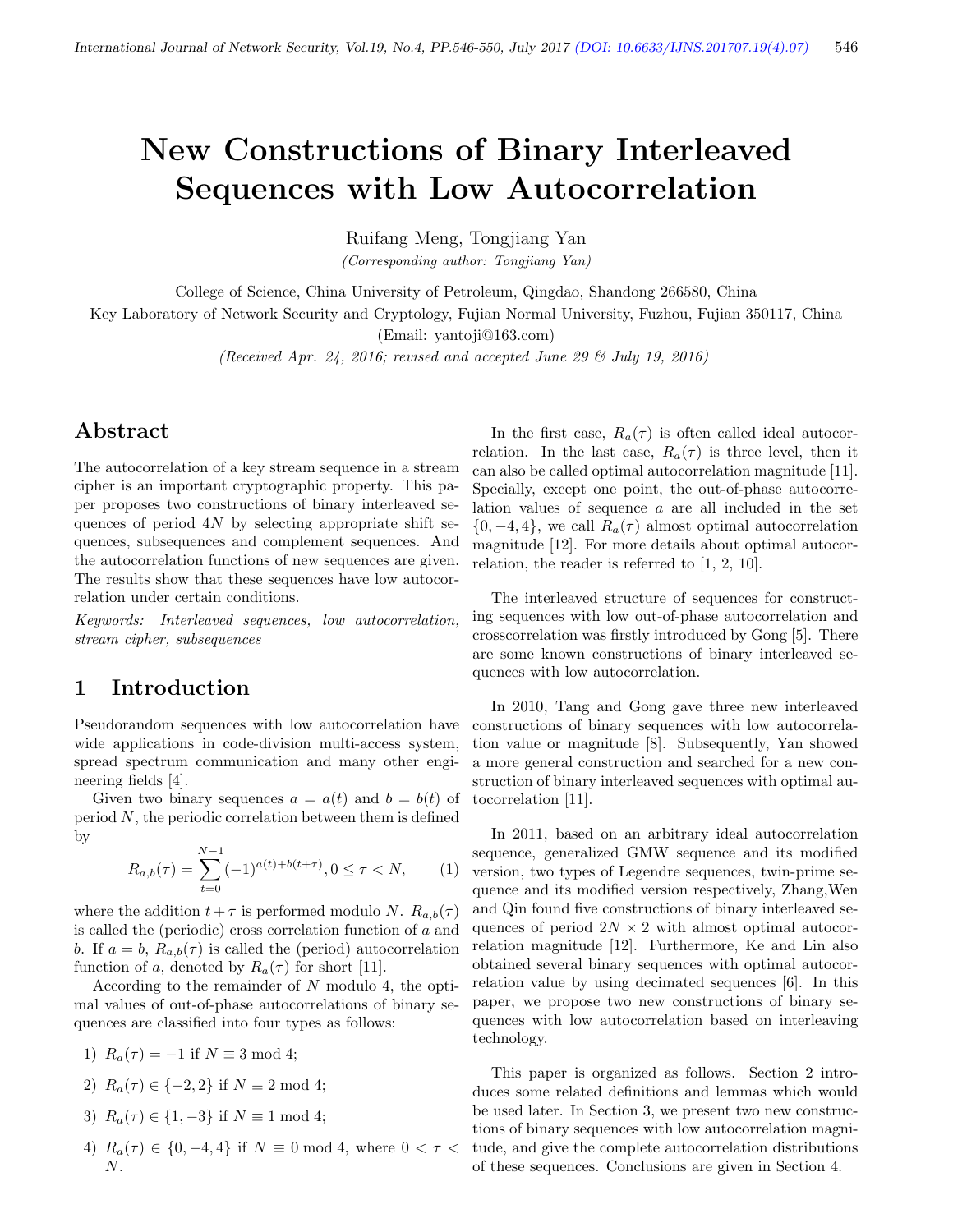# New Constructions of Binary Interleaved Sequences with Low Autocorrelation

Ruifang Meng, Tongjiang Yan

*(Corresponding author: Tongjiang Yan)*

College of Science, China University of Petroleum, Qingdao, Shandong 266580, China

Key Laboratory of Network Security and Cryptology, Fujian Normal University, Fuzhou, Fujian 350117, China

(Email: yantoji@163.com)

*(Received Apr. 24, 2016; revised and accepted June 29 & July 19, 2016)*

## Abstract

The autocorrelation of a key stream sequence in a stream cipher is an important cryptographic property. This paper proposes two constructions of binary interleaved sequences of period $4N$ by selecting appropriate shift sequences, subsequences and complement sequences. And the autocorrelation functions of new sequences are given. The results show that these sequences have low autocorrelation under certain conditions.

*Keywords: Interleaved sequences, low autocorrelation, stream cipher, subsequences*

## 1 Introduction

Pseudorandom sequences with low autocorrelation have wide applications in code-division multi-access system, spread spectrum communication and many other engineering fields [4].

Given two binary sequences $a = a(t)$ and $b = b(t)$ of period $N$, the periodic correlation between them is defined by

$$R_{a,b}(\tau) = \sum_{t=0}^{N-1} (-1)^{a(t)+b(t+\tau)}, 0 \leq \tau < N, \qquad (1)$$

where the addition $t + \tau$ is performed modulo $N$. $R_{a,b}(\tau)$ is called the (periodic) cross correlation function of $a$ and $b$. If $a = b$, $R_{a,b}(\tau)$ is called the (period) autocorrelation function of $a$, denoted by $R_a(\tau)$ for short [11].

According to the remainder of $N$ modulo 4, the optimal values of out-of-phase autocorrelations of binary sequences are classified into four types as follows:

1) $R_a(\tau) = -1$ if $N \equiv 3 \bmod 4$;

2) $R_a(\tau) \in \{-2, 2\}$ if $N \equiv 2 \bmod 4$;

3) $R_a(\tau) \in \{1, -3\}$ if $N \equiv 1 \bmod 4$;

4) $R_a(\tau) \in \{0, -4, 4\}$ if $N \equiv 0 \bmod 4$, where $0 < \tau < N$.

In the first case, $R_a(\tau)$ is often called ideal autocorrelation. In the last case, $R_a(\tau)$ is three level, then it can also be called optimal autocorrelation magnitude [11]. Specially, except one point, the out-of-phase autocorrelation values of sequence $a$ are all included in the set $\{0, -4, 4\}$, we call $R_a(\tau)$ almost optimal autocorrelation magnitude [12]. For more details about optimal autocorrelation, the reader is referred to [1, 2, 10].

The interleaved structure of sequences for constructing sequences with low out-of-phase autocorrelation and crosscorrelation was firstly introduced by Gong [5]. There are some known constructions of binary interleaved sequences with low autocorrelation.

In 2010, Tang and Gong gave three new interleaved constructions of binary sequences with low autocorrelation value or magnitude [8]. Subsequently, Yan showed a more general construction and searched for a new construction of binary interleaved sequences with optimal autocorrelation [11].

In 2011, based on an arbitrary ideal autocorrelation sequence, generalized GMW sequence and its modified version, two types of Legendre sequences, twin-prime sequence and its modified version respectively, Zhang,Wen and Qin found five constructions of binary interleaved sequences of period $2N \times 2$ with almost optimal autocorrelation magnitude [12]. Furthermore, Ke and Lin also obtained several binary sequences with optimal autocorrelation value by using decimated sequences [6]. In this paper, we propose two new constructions of binary sequences with low autocorrelation based on interleaving technology.

This paper is organized as follows. Section 2 introduces some related definitions and lemmas which would be used later. In Section 3, we present two new constructions of binary sequences with low autocorrelation magnitude, and give the complete autocorrelation distributions of these sequences. Conclusions are given in Section 4.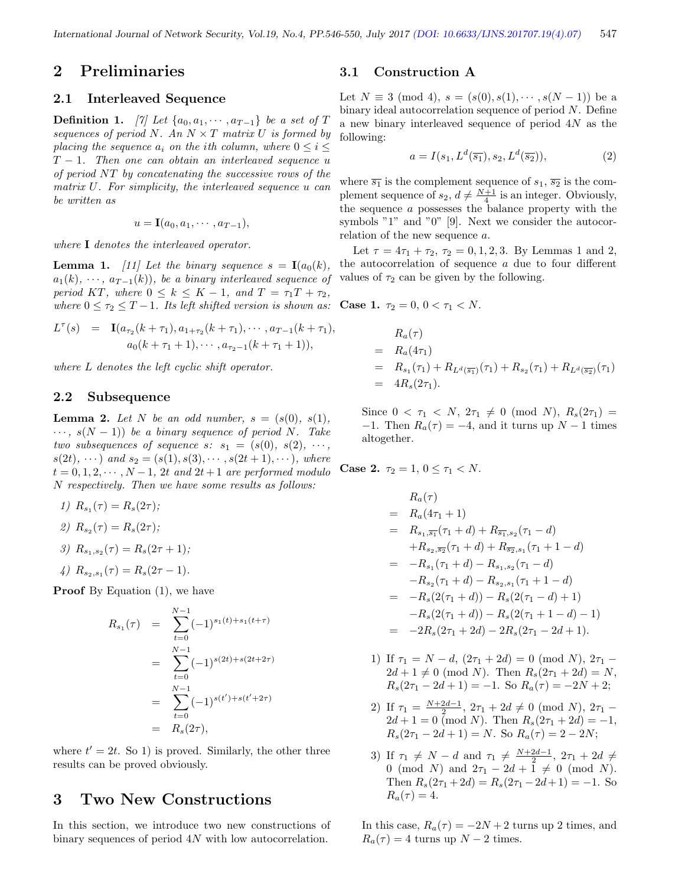## 2 Preliminaries

### 2.1 Interleaved Sequence

**Definition 1.** *[7] Let $\{a_0, a_1, \cdots, a_{T-1}\}$ be a set of $T$ sequences of period $N$. An $N \times T$ matrix $U$ is formed by placing the sequence $a_i$ on the $i$th column, where $0 \le i \le T-1$. Then one can obtain an interleaved sequence $u$ of period $NT$ by concatenating the successive rows of the matrix $U$. For simplicity, the interleaved sequence $u$ can be written as*

$$u = \mathbf{I}(a_0, a_1, \cdots, a_{T-1}),$$

*where* $\mathbf{I}$ *denotes the interleaved operator.*

**Lemma 1.** *[11] Let the binary sequence $s = \mathbf{I}(a_0(k), a_1(k), \cdots, a_{T-1}(k))$, be a binary interleaved sequence of period $KT$, where $0 \le k \le K-1$, and $T = \tau_1 T + \tau_2$, where $0 \le \tau_2 \le T-1$. Its left shifted version is shown as:*

$$\begin{aligned} L^{\tau}(s) &= \mathbf{I}(a_{\tau_2}(k+\tau_1), a_{1+\tau_2}(k+\tau_1), \cdots, a_{T-1}(k+\tau_1), \\ &\quad a_0(k+\tau_1+1), \cdots, a_{\tau_2-1}(k+\tau_1+1)), \end{aligned}$$

*where $L$ denotes the left cyclic shift operator.*

### 2.2 Subsequence

**Lemma 2.** *Let $N$ be an odd number, $s = (s(0), s(1), \cdots, s(N-1))$ be a binary sequence of period $N$. Take two subsequences of sequence $s$: $s_1 = (s(0), s(2), \cdots, s(2t), \cdots)$ and $s_2 = (s(1), s(3), \cdots, s(2t+1), \cdots)$, where $t = 0, 1, 2, \cdots, N-1$, $2t$ and $2t+1$ are performed modulo $N$ respectively. Then we have some results as follows:*

1) $R_{s_1}(\tau) = R_s(2\tau)$;
2) $R_{s_2}(\tau) = R_s(2\tau)$;
3) $R_{s_1,s_2}(\tau) = R_s(2\tau+1)$;
4) $R_{s_2,s_1}(\tau) = R_s(2\tau-1)$.

**Proof** By Equation (1), we have

$$\begin{aligned} R_{s_1}(\tau) &= \sum_{t=0}^{N-1} (-1)^{s_1(t)+s_1(t+\tau)} \\ &= \sum_{t=0}^{N-1} (-1)^{s(2t)+s(2t+2\tau)} \\ &= \sum_{t=0}^{N-1} (-1)^{s(t')+s(t'+2\tau)} \\ &= R_s(2\tau), \end{aligned}$$

where $t' = 2t$. So 1) is proved. Similarly, the other three results can be proved obviously.

## 3 Two New Constructions

In this section, we introduce two new constructions of binary sequences of period $4N$ with low autocorrelation.

### 3.1 Construction A

Let $N \equiv 3 \pmod 4$, $s = (s(0), s(1), \cdots, s(N-1))$ be a binary ideal autocorrelation sequence of period $N$. Define a new binary interleaved sequence of period $4N$ as the following:

$$a = I(s_1, L^d(\overline{s_1}), s_2, L^d(\overline{s_2})), \tag{2}$$

where $\overline{s_1}$ is the complement sequence of $s_1$, $\overline{s_2}$ is the complement sequence of $s_2$, $d \neq \frac{N+1}{4}$ is an integer. Obviously, the sequence $a$ possesses the balance property with the symbols "1" and "0" [9]. Next we consider the autocorrelation of the new sequence $a$.

Let $\tau = 4\tau_1 + \tau_2$, $\tau_2 = 0, 1, 2, 3$. By Lemmas 1 and 2, the autocorrelation of sequence $a$ due to four different values of $\tau_2$ can be given by the following.

**Case 1.** $\tau_2 = 0$, $0 < \tau_1 < N$.

$$\begin{aligned} & R_a(\tau) \\ =\ & R_a(4\tau_1) \\ =\ & R_{s_1}(\tau_1) + R_{L^d(\overline{s_1})}(\tau_1) + R_{s_2}(\tau_1) + R_{L^d(\overline{s_2})}(\tau_1) \\ =\ & 4R_s(2\tau_1). \end{aligned}$$

Since $0 < \tau_1 < N$, $2\tau_1 \not\equiv 0 \pmod N$, $R_s(2\tau_1) = -1$. Then $R_a(\tau) = -4$, and it turns up $N-1$ times altogether.

**Case 2.** $\tau_2 = 1$, $0 \le \tau_1 < N$.

$$\begin{aligned} & R_a(\tau) \\ =\ & R_a(4\tau_1 + 1) \\ =\ & R_{s_1,\overline{s_1}}(\tau_1 + d) + R_{\overline{s_1},s_2}(\tau_1 - d) \\ & + R_{s_2,\overline{s_2}}(\tau_1 + d) + R_{\overline{s_2},s_1}(\tau_1 + 1 - d) \\ =\ & -R_{s_1}(\tau_1 + d) - R_{s_1,s_2}(\tau_1 - d) \\ & - R_{s_2}(\tau_1 + d) - R_{s_2,s_1}(\tau_1 + 1 - d) \\ =\ & -R_s(2(\tau_1 + d)) - R_s(2(\tau_1 - d) + 1) \\ & - R_s(2(\tau_1 + d)) - R_s(2(\tau_1 + 1 - d) - 1) \\ =\ & -2R_s(2\tau_1 + 2d) - 2R_s(2\tau_1 - 2d + 1). \end{aligned}$$

1) If $\tau_1 = N - d$, $(2\tau_1 + 2d) = 0 \pmod N$, $2\tau_1 - 2d + 1 \neq 0 \pmod N$. Then $R_s(2\tau_1 + 2d) = N$, $R_s(2\tau_1 - 2d + 1) = -1$. So $R_a(\tau) = -2N + 2$;
2) If $\tau_1 = \frac{N+2d-1}{2}$, $2\tau_1 + 2d \neq 0 \pmod N$, $2\tau_1 - 2d + 1 = 0 \pmod N$. Then $R_s(2\tau_1 + 2d) = -1$, $R_s(2\tau_1 - 2d + 1) = N$. So $R_a(\tau) = 2 - 2N$;
3) If $\tau_1 \neq N - d$ and $\tau_1 \neq \frac{N+2d-1}{2}$, $2\tau_1 + 2d \neq 0 \pmod N$ and $2\tau_1 - 2d + 1 \neq 0 \pmod N$. Then $R_s(2\tau_1 + 2d) = R_s(2\tau_1 - 2d + 1) = -1$. So $R_a(\tau) = 4$.

In this case, $R_a(\tau) = -2N + 2$ turns up 2 times, and $R_a(\tau) = 4$ turns up $N - 2$ times.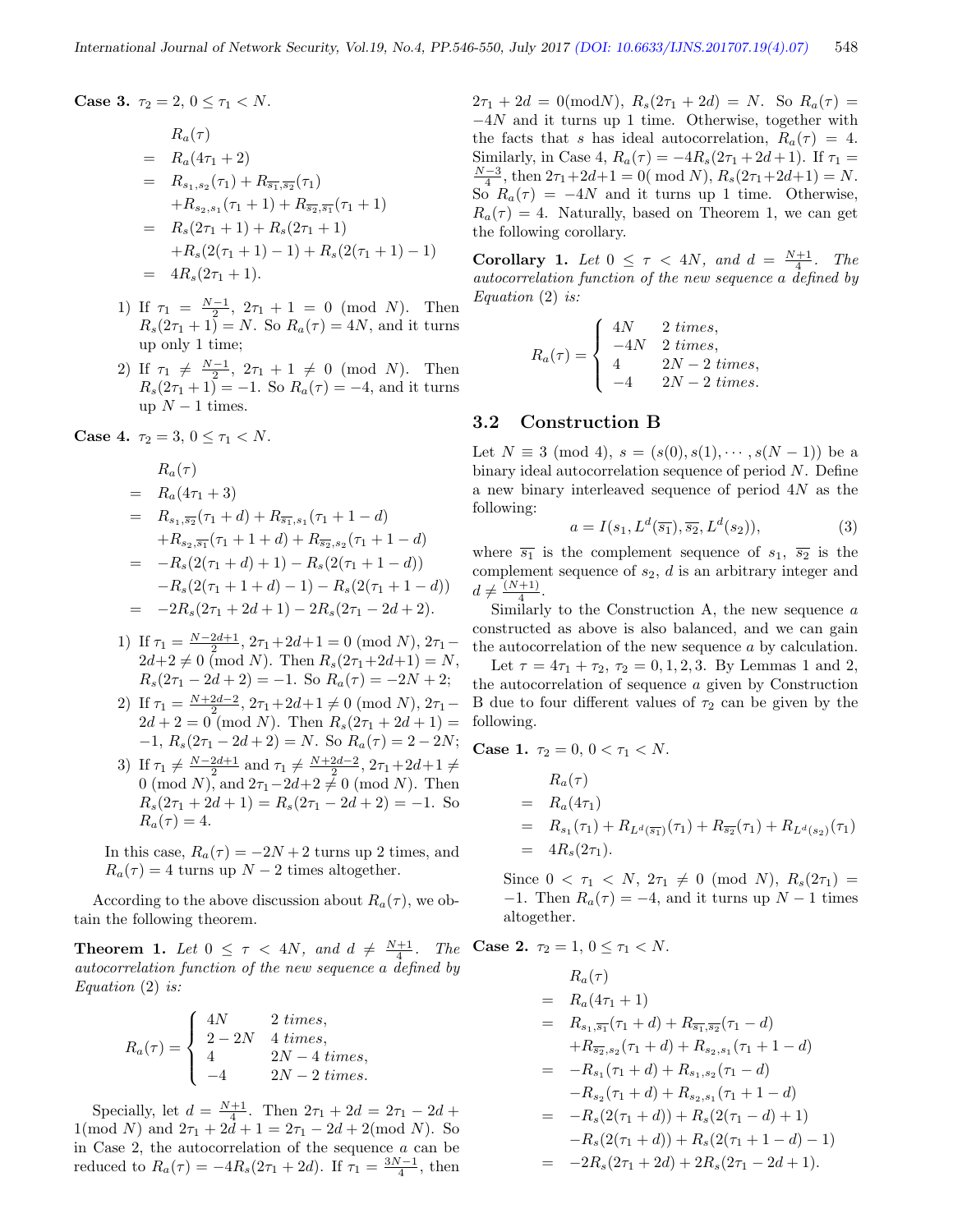**Case 3.** $\tau_2 = 2$, $0 \leq \tau_1 < N$.

$$
\begin{aligned}
& R_a(\tau) \\
= \ & R_a(4\tau_1 + 2) \\
= \ & R_{s_1,s_2}(\tau_1) + R_{\overline{s_1},\overline{s_2}}(\tau_1) \\
& + R_{s_2,s_1}(\tau_1 + 1) + R_{\overline{s_2},\overline{s_1}}(\tau_1 + 1) \\
= \ & R_s(2\tau_1 + 1) + R_s(2\tau_1 + 1) \\
& + R_s(2(\tau_1 + 1) - 1) + R_s(2(\tau_1 + 1) - 1) \\
= \ & 4R_s(2\tau_1 + 1).
\end{aligned}
$$

1) If $\tau_1 = \frac{N-1}{2}$, $2\tau_1 + 1 = 0 \pmod N$. Then $R_s(2\tau_1 + 1) = N$. So $R_a(\tau) = 4N$, and it turns up only 1 time;
2) If $\tau_1 \neq \frac{N-1}{2}$, $2\tau_1 + 1 \neq 0 \pmod N$. Then $R_s(2\tau_1 + 1) = -1$. So $R_a(\tau) = -4$, and it turns up $N - 1$ times.

**Case 4.** $\tau_2 = 3$, $0 \leq \tau_1 < N$.

$$
\begin{aligned}
& R_a(\tau) \\
= \ & R_a(4\tau_1 + 3) \\
= \ & R_{s_1,\overline{s_2}}(\tau_1 + d) + R_{\overline{s_1},s_1}(\tau_1 + 1 - d) \\
& + R_{s_2,\overline{s_1}}(\tau_1 + 1 + d) + R_{\overline{s_2},s_2}(\tau_1 + 1 - d) \\
= \ & -R_s(2(\tau_1 + d) + 1) - R_s(2(\tau_1 + 1 - d)) \\
& -R_s(2(\tau_1 + 1 + d) - 1) - R_s(2(\tau_1 + 1 - d)) \\
= \ & -2R_s(2\tau_1 + 2d + 1) - 2R_s(2\tau_1 - 2d + 2).
\end{aligned}
$$

1) If $\tau_1 = \frac{N-2d+1}{2}$, $2\tau_1 + 2d + 1 = 0 \pmod N$, $2\tau_1 - 2d + 2 \neq 0 \pmod N$. Then $R_s(2\tau_1 + 2d + 1) = N$, $R_s(2\tau_1 - 2d + 2) = -1$. So $R_a(\tau) = -2N + 2$;
2) If $\tau_1 = \frac{N+2d-2}{2}$, $2\tau_1 + 2d + 1 \neq 0 \pmod N$, $2\tau_1 - 2d + 2 = 0 \pmod N$. Then $R_s(2\tau_1 + 2d + 1) = -1$, $R_s(2\tau_1 - 2d + 2) = N$. So $R_a(\tau) = 2 - 2N$;
3) If $\tau_1 \neq \frac{N-2d+1}{2}$ and $\tau_1 \neq \frac{N+2d-2}{2}$, $2\tau_1 + 2d + 1 \neq 0 \pmod N$, and $2\tau_1 - 2d + 2 \neq 0 \pmod N$. Then $R_s(2\tau_1 + 2d + 1) = R_s(2\tau_1 - 2d + 2) = -1$. So $R_a(\tau) = 4$.

In this case, $R_a(\tau) = -2N + 2$ turns up 2 times, and $R_a(\tau) = 4$ turns up $N - 2$ times altogether.

According to the above discussion about $R_a(\tau)$, we obtain the following theorem.

**Theorem 1.** *Let $0 \leq \tau < 4N$, and $d \neq \frac{N+1}{4}$. The autocorrelation function of the new sequence $a$ defined by Equation (2) is:*

$$
R_a(\tau) = \begin{cases} 4N & 2 \text{ times}, \\ 2 - 2N & 4 \text{ times}, \\ 4 & 2N - 4 \text{ times}, \\ -4 & 2N - 2 \text{ times}. \end{cases}
$$

Specially, let $d = \frac{N+1}{4}$. Then $2\tau_1 + 2d = 2\tau_1 - 2d + 1 (\text{mod } N)$ and $2\tau_1 + 2d + 1 = 2\tau_1 - 2d + 2 (\text{mod } N)$. So in Case 2, the autocorrelation of the sequence $a$ can be reduced to $R_a(\tau) = -4R_s(2\tau_1 + 2d)$. If $\tau_1 = \frac{3N-1}{4}$, then $2\tau_1 + 2d = 0 (\text{mod} N)$, $R_s(2\tau_1 + 2d) = N$. So $R_a(\tau) = -4N$ and it turns up 1 time. Otherwise, together with the facts that $s$ has ideal autocorrelation, $R_a(\tau) = 4$. Similarly, in Case 4, $R_a(\tau) = -4R_s(2\tau_1 + 2d + 1)$. If $\tau_1 = \frac{N-3}{4}$, then $2\tau_1 + 2d + 1 = 0 (\text{ mod } N)$, $R_s(2\tau_1 + 2d + 1) = N$. So $R_a(\tau) = -4N$ and it turns up 1 time. Otherwise, $R_a(\tau) = 4$. Naturally, based on Theorem 1, we can get the following corollary.

**Corollary 1.** *Let $0 \leq \tau < 4N$, and $d = \frac{N+1}{4}$. The autocorrelation function of the new sequence $a$ defined by Equation (2) is:*

$$
R_a(\tau) = \begin{cases} 4N & 2 \text{ times}, \\ -4N & 2 \text{ times}, \\ 4 & 2N - 2 \text{ times}, \\ -4 & 2N - 2 \text{ times}. \end{cases}
$$

## 3.2 Construction B

Let $N \equiv 3 \pmod 4$, $s = (s(0), s(1), \cdots, s(N-1))$ be a binary ideal autocorrelation sequence of period $N$. Define a new binary interleaved sequence of period $4N$ as the following:

$$
a = I(s_1, L^d(\overline{s_1}), \overline{s_2}, L^d(s_2)), \tag{3}
$$

where $\overline{s_1}$ is the complement sequence of $s_1$, $\overline{s_2}$ is the complement sequence of $s_2$, $d$ is an arbitrary integer and $d \neq \frac{(N+1)}{4}$.

Similarly to the Construction A, the new sequence $a$ constructed as above is also balanced, and we can gain the autocorrelation of the new sequence $a$ by calculation.

Let $\tau = 4\tau_1 + \tau_2$, $\tau_2 = 0, 1, 2, 3$. By Lemmas 1 and 2, the autocorrelation of sequence $a$ given by Construction B due to four different values of $\tau_2$ can be given by the following.

**Case 1.** $\tau_2 = 0$, $0 < \tau_1 < N$.

$$
\begin{aligned}
& R_a(\tau) \\
= \ & R_a(4\tau_1) \\
= \ & R_{s_1}(\tau_1) + R_{L^d(\overline{s_1})}(\tau_1) + R_{\overline{s_2}}(\tau_1) + R_{L^d(s_2)}(\tau_1) \\
= \ & 4R_s(2\tau_1).
\end{aligned}
$$

Since $0 < \tau_1 < N$, $2\tau_1 \neq 0 \pmod N$, $R_s(2\tau_1) = -1$. Then $R_a(\tau) = -4$, and it turns up $N - 1$ times altogether.

**Case 2.** $\tau_2 = 1$, $0 \leq \tau_1 < N$.

$$
\begin{aligned}
& R_a(\tau) \\
= \ & R_a(4\tau_1 + 1) \\
= \ & R_{s_1,\overline{s_1}}(\tau_1 + d) + R_{\overline{s_1},\overline{s_2}}(\tau_1 - d) \\
& + R_{\overline{s_2},s_2}(\tau_1 + d) + R_{s_2,s_1}(\tau_1 + 1 - d) \\
= \ & -R_{s_1}(\tau_1 + d) + R_{s_1,s_2}(\tau_1 - d) \\
& -R_{s_2}(\tau_1 + d) + R_{s_2,s_1}(\tau_1 + 1 - d) \\
= \ & -R_s(2(\tau_1 + d)) + R_s(2(\tau_1 - d) + 1) \\
& -R_s(2(\tau_1 + d)) + R_s(2(\tau_1 + 1 - d) - 1) \\
= \ & -2R_s(2\tau_1 + 2d) + 2R_s(2\tau_1 - 2d + 1).
\end{aligned}
$$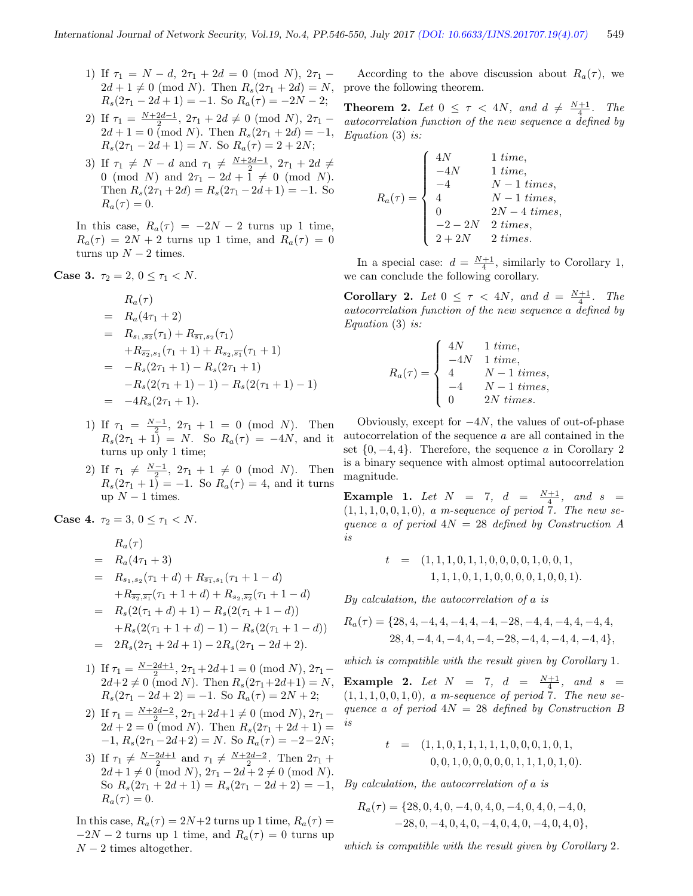1) If $\tau_1 = N - d$, $2\tau_1 + 2d = 0 \pmod N$, $2\tau_1 - 2d + 1 \neq 0 \pmod N$. Then $R_s(2\tau_1 + 2d) = N$, $R_s(2\tau_1 - 2d + 1) = -1$. So $R_a(\tau) = -2N - 2$;

2) If $\tau_1 = \frac{N+2d-1}{2}$, $2\tau_1 + 2d \neq 0 \pmod N$, $2\tau_1 - 2d + 1 = 0 \pmod N$. Then $R_s(2\tau_1 + 2d) = -1$, $R_s(2\tau_1 - 2d + 1) = N$. So $R_a(\tau) = 2 + 2N$;

3) If $\tau_1 \neq N - d$ and $\tau_1 \neq \frac{N+2d-1}{2}$, $2\tau_1 + 2d \neq 0 \pmod N$ and $2\tau_1 - 2d + 1 \neq 0 \pmod N$. Then $R_s(2\tau_1 + 2d) = R_s(2\tau_1 - 2d + 1) = -1$. So $R_a(\tau) = 0$.

In this case, $R_a(\tau) = -2N - 2$ turns up 1 time, $R_a(\tau) = 2N + 2$ turns up 1 time, and $R_a(\tau) = 0$ turns up $N - 2$ times.

**Case 3.** $\tau_2 = 2$, $0 \le \tau_1 < N$.

$$
\begin{aligned}
& R_a(\tau) \\
= \;& R_a(4\tau_1 + 2) \\
= \;& R_{s_1,\overline{s_2}}(\tau_1) + R_{\overline{s_1},s_2}(\tau_1) \\
& + R_{\overline{s_2},s_1}(\tau_1 + 1) + R_{s_2,\overline{s_1}}(\tau_1 + 1) \\
= \;& -R_s(2\tau_1 + 1) - R_s(2\tau_1 + 1) \\
& - R_s(2(\tau_1 + 1) - 1) - R_s(2(\tau_1 + 1) - 1) \\
= \;& -4R_s(2\tau_1 + 1).
\end{aligned}
$$

1) If $\tau_1 = \frac{N-1}{2}$, $2\tau_1 + 1 = 0 \pmod N$. Then $R_s(2\tau_1 + 1) = N$. So $R_a(\tau) = -4N$, and it turns up only 1 time;

2) If $\tau_1 \neq \frac{N-1}{2}$, $2\tau_1 + 1 \neq 0 \pmod N$. Then $R_s(2\tau_1 + 1) = -1$. So $R_a(\tau) = 4$, and it turns up $N - 1$ times.

**Case 4.** $\tau_2 = 3$, $0 \le \tau_1 < N$.

$$
\begin{aligned}
& R_a(\tau) \\
= \;& R_a(4\tau_1 + 3) \\
= \;& R_{s_1,s_2}(\tau_1 + d) + R_{\overline{s_1},s_1}(\tau_1 + 1 - d) \\
& + R_{\overline{s_2},\overline{s_1}}(\tau_1 + 1 + d) + R_{s_2,\overline{s_2}}(\tau_1 + 1 - d) \\
= \;& R_s(2(\tau_1 + d) + 1) - R_s(2(\tau_1 + 1 - d)) \\
& + R_s(2(\tau_1 + 1 + d) - 1) - R_s(2(\tau_1 + 1 - d)) \\
= \;& 2R_s(2\tau_1 + 2d + 1) - 2R_s(2\tau_1 - 2d + 2).
\end{aligned}
$$

1) If $\tau_1 = \frac{N-2d+1}{2}$, $2\tau_1 + 2d + 1 = 0 \pmod N$, $2\tau_1 - 2d + 2 \neq 0 \pmod N$. Then $R_s(2\tau_1 + 2d + 1) = N$, $R_s(2\tau_1 - 2d + 2) = -1$. So $R_a(\tau) = 2N + 2$;

2) If $\tau_1 = \frac{N+2d-2}{2}$, $2\tau_1 + 2d + 1 \neq 0 \pmod N$, $2\tau_1 - 2d + 2 = 0 \pmod N$. Then $R_s(2\tau_1 + 2d + 1) = -1$, $R_s(2\tau_1 - 2d + 2) = N$. So $R_a(\tau) = -2 - 2N$;

3) If $\tau_1 \neq \frac{N-2d+1}{2}$ and $\tau_1 \neq \frac{N+2d-2}{2}$. Then $2\tau_1 + 2d + 1 \neq 0 \pmod N$, $2\tau_1 - 2d + 2 \neq 0 \pmod N$. So $R_s(2\tau_1 + 2d + 1) = R_s(2\tau_1 - 2d + 2) = -1$, $R_a(\tau) = 0$.

In this case, $R_a(\tau) = 2N + 2$ turns up 1 time, $R_a(\tau) = -2N - 2$ turns up 1 time, and $R_a(\tau) = 0$ turns up $N - 2$ times altogether.

According to the above discussion about $R_a(\tau)$, we prove the following theorem.

**Theorem 2.** *Let $0 \le \tau < 4N$, and $d \neq \frac{N+1}{4}$. The autocorrelation function of the new sequence $a$ defined by Equation (3) is:*

$$
R_a(\tau) = \begin{cases}
4N & 1 \text{ time}, \\
-4N & 1 \text{ time}, \\
-4 & N - 1 \text{ times}, \\
4 & N - 1 \text{ times}, \\
0 & 2N - 4 \text{ times}, \\
-2 - 2N & 2 \text{ times}, \\
2 + 2N & 2 \text{ times}.
\end{cases}
$$

In a special case: $d = \frac{N+1}{4}$, similarly to Corollary 1, we can conclude the following corollary.

**Corollary 2.** *Let $0 \le \tau < 4N$, and $d = \frac{N+1}{4}$. The autocorrelation function of the new sequence $a$ defined by Equation (3) is:*

$$
R_a(\tau) = \begin{cases}
4N & 1 \text{ time}, \\
-4N & 1 \text{ time}, \\
4 & N - 1 \text{ times}, \\
-4 & N - 1 \text{ times}, \\
0 & 2N \text{ times}.
\end{cases}
$$

Obviously, except for $-4N$, the values of out-of-phase autocorrelation of the sequence $a$ are all contained in the set $\{0, -4, 4\}$. Therefore, the sequence $a$ in Corollary 2 is a binary sequence with almost optimal autocorrelation magnitude.

**Example 1.** *Let $N = 7$, $d = \frac{N+1}{4}$, and $s = (1, 1, 1, 0, 0, 1, 0)$, a m-sequence of period 7. The new sequence $a$ of period $4N = 28$ defined by Construction A is*

$$
\begin{aligned}
t \;=\; & (1, 1, 1, 0, 1, 1, 0, 0, 0, 0, 1, 0, 0, 1, \\
& 1, 1, 1, 0, 1, 1, 0, 0, 0, 0, 1, 0, 0, 1).
\end{aligned}
$$

*By calculation, the autocorrelation of $a$ is*

$$
\begin{aligned}
R_a(\tau) = \{& 28, 4, -4, 4, -4, 4, -4, -28, -4, 4, -4, 4, -4, 4, \\
& 28, 4, -4, 4, -4, 4, -4, -28, -4, 4, -4, 4, -4, 4\},
\end{aligned}
$$

*which is compatible with the result given by Corollary 1.*

**Example 2.** *Let $N = 7$, $d = \frac{N+1}{4}$, and $s = (1, 1, 1, 0, 0, 1, 0)$, a m-sequence of period 7. The new sequence $a$ of period $4N = 28$ defined by Construction B is*

$$
\begin{aligned}
t \;=\; & (1, 1, 0, 1, 1, 1, 1, 1, 0, 0, 0, 1, 0, 1, \\
& 0, 0, 1, 0, 0, 0, 0, 0, 1, 1, 1, 0, 1, 0).
\end{aligned}
$$

*By calculation, the autocorrelation of $a$ is*

$$
\begin{aligned}
R_a(\tau) = \{& 28, 0, 4, 0, -4, 0, 4, 0, -4, 0, 4, 0, -4, 0, \\
& -28, 0, -4, 0, 4, 0, -4, 0, 4, 0, -4, 0, 4, 0\},
\end{aligned}
$$

*which is compatible with the result given by Corollary 2.*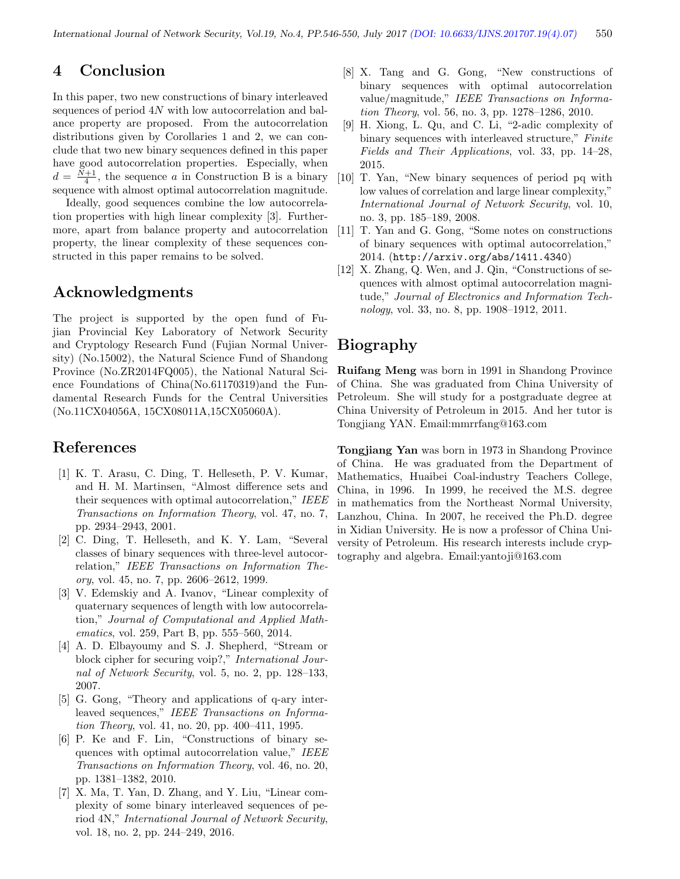## 4 Conclusion

In this paper, two new constructions of binary interleaved sequences of period $4N$ with low autocorrelation and balance property are proposed. From the autocorrelation distributions given by Corollaries 1 and 2, we can conclude that two new binary sequences defined in this paper have good autocorrelation properties. Especially, when $d = \frac{N+1}{4}$, the sequence $a$ in Construction B is a binary sequence with almost optimal autocorrelation magnitude.

Ideally, good sequences combine the low autocorrelation properties with high linear complexity [3]. Furthermore, apart from balance property and autocorrelation property, the linear complexity of these sequences constructed in this paper remains to be solved.

## Acknowledgments

The project is supported by the open fund of Fujian Provincial Key Laboratory of Network Security and Cryptology Research Fund (Fujian Normal University) (No.15002), the Natural Science Fund of Shandong Province (No.ZR2014FQ005), the National Natural Science Foundations of China(No.61170319)and the Fundamental Research Funds for the Central Universities (No.11CX04056A, 15CX08011A,15CX05060A).

## References

[1] K. T. Arasu, C. Ding, T. Helleseth, P. V. Kumar, and H. M. Martinsen, "Almost difference sets and their sequences with optimal autocorrelation," *IEEE Transactions on Information Theory*, vol. 47, no. 7, pp. 2934–2943, 2001.

[2] C. Ding, T. Helleseth, and K. Y. Lam, "Several classes of binary sequences with three-level autocorrelation," *IEEE Transactions on Information Theory*, vol. 45, no. 7, pp. 2606–2612, 1999.

[3] V. Edemskiy and A. Ivanov, "Linear complexity of quaternary sequences of length with low autocorrelation," *Journal of Computational and Applied Mathematics*, vol. 259, Part B, pp. 555–560, 2014.

[4] A. D. Elbayoumy and S. J. Shepherd, "Stream or block cipher for securing voip?," *International Journal of Network Security*, vol. 5, no. 2, pp. 128–133, 2007.

[5] G. Gong, "Theory and applications of q-ary interleaved sequences," *IEEE Transactions on Information Theory*, vol. 41, no. 20, pp. 400–411, 1995.

[6] P. Ke and F. Lin, "Constructions of binary sequences with optimal autocorrelation value," *IEEE Transactions on Information Theory*, vol. 46, no. 20, pp. 1381–1382, 2010.

[7] X. Ma, T. Yan, D. Zhang, and Y. Liu, "Linear complexity of some binary interleaved sequences of period 4N," *International Journal of Network Security*, vol. 18, no. 2, pp. 244–249, 2016.

[8] X. Tang and G. Gong, "New constructions of binary sequences with optimal autocorrelation value/magnitude," *IEEE Transactions on Information Theory*, vol. 56, no. 3, pp. 1278–1286, 2010.

[9] H. Xiong, L. Qu, and C. Li, "2-adic complexity of binary sequences with interleaved structure," *Finite Fields and Their Applications*, vol. 33, pp. 14–28, 2015.

[10] T. Yan, "New binary sequences of period pq with low values of correlation and large linear complexity," *International Journal of Network Security*, vol. 10, no. 3, pp. 185–189, 2008.

[11] T. Yan and G. Gong, "Some notes on constructions of binary sequences with optimal autocorrelation," 2014. (http://arxiv.org/abs/1411.4340)

[12] X. Zhang, Q. Wen, and J. Qin, "Constructions of sequences with almost optimal autocorrelation magnitude," *Journal of Electronics and Information Technology*, vol. 33, no. 8, pp. 1908–1912, 2011.

## Biography

**Ruifang Meng** was born in 1991 in Shandong Province of China. She was graduated from China University of Petroleum. She will study for a postgraduate degree at China University of Petroleum in 2015. And her tutor is Tongjiang YAN. Email:mmrrfang@163.com

**Tongjiang Yan** was born in 1973 in Shandong Province of China. He was graduated from the Department of Mathematics, Huaibei Coal-industry Teachers College, China, in 1996. In 1999, he received the M.S. degree in mathematics from the Northeast Normal University, Lanzhou, China. In 2007, he received the Ph.D. degree in Xidian University. He is now a professor of China University of Petroleum. His research interests include cryptography and algebra. Email:yantoji@163.com